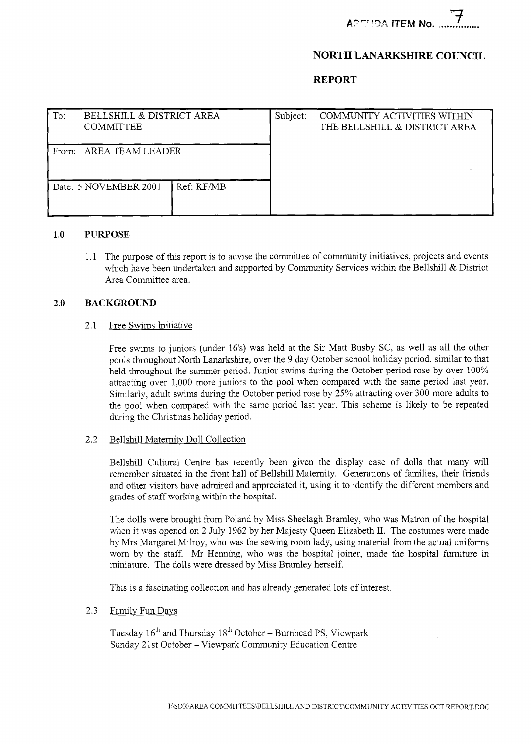AGENDA ITEM No. 7

**NORTH LANARKSHIRE COUNCIL**

**REPORT**

| To: BELLSHILL & DISTRICT AREA COMMITTEE | | Subject: COMMUNITY ACTIVITIES WITHIN THE BELLSHILL & DISTRICT AREA |
|---|---|---|
| From: AREA TEAM LEADER | | |
| Date: 5 NOVEMBER 2001 | Ref: KF/MB | |

## 1.0 PURPOSE

1.1 The purpose of this report is to advise the committee of community initiatives, projects and events which have been undertaken and supported by Community Services within the Bellshill & District Area Committee area.

## 2.0 BACKGROUND

2.1 Free Swims Initiative

Free swims to juniors (under 16's) was held at the Sir Matt Busby SC, as well as all the other pools throughout North Lanarkshire, over the 9 day October school holiday period, similar to that held throughout the summer period. Junior swims during the October period rose by over 100% attracting over 1,000 more juniors to the pool when compared with the same period last year. Similarly, adult swims during the October period rose by 25% attracting over 300 more adults to the pool when compared with the same period last year. This scheme is likely to be repeated during the Christmas holiday period.

2.2 Bellshill Maternity Doll Collection

Bellshill Cultural Centre has recently been given the display case of dolls that many will remember situated in the front hall of Bellshill Maternity. Generations of families, their friends and other visitors have admired and appreciated it, using it to identify the different members and grades of staff working within the hospital.

The dolls were brought from Poland by Miss Sheelagh Bramley, who was Matron of the hospital when it was opened on 2 July 1962 by her Majesty Queen Elizabeth II. The costumes were made by Mrs Margaret Milroy, who was the sewing room lady, using material from the actual uniforms worn by the staff. Mr Henning, who was the hospital joiner, made the hospital furniture in miniature. The dolls were dressed by Miss Bramley herself.

This is a fascinating collection and has already generated lots of interest.

2.3 Family Fun Days

Tuesday 16th and Thursday 18th October – Burnhead PS, Viewpark
Sunday 21st October – Viewpark Community Education Centre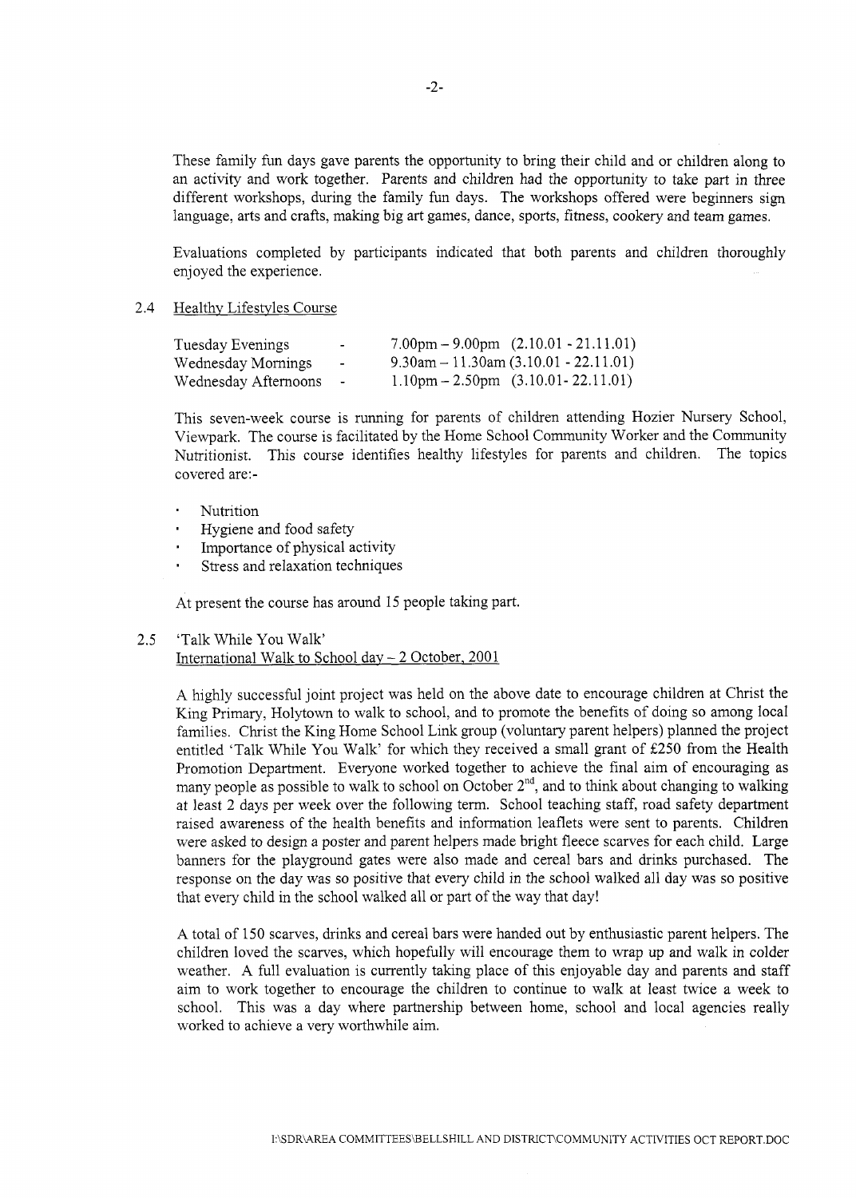These family fun days gave parents the opportunity to bring their child and or children along to an activity and work together. Parents and children had the opportunity to take part in three different workshops, during the family fun days. The workshops offered were beginners sign language, arts and crafts, making big art games, dance, sports, fitness, cookery and team games.

Evaluations completed by participants indicated that both parents and children thoroughly enjoyed the experience.

2.4 Healthy Lifestyles Course

| | | |
|---|---|---|
| Tuesday Evenings | - | 7.00pm – 9.00pm (2.10.01 - 21.11.01) |
| Wednesday Mornings | - | 9.30am – 11.30am (3.10.01 - 22.11.01) |
| Wednesday Afternoons | - | 1.10pm – 2.50pm (3.10.01- 22.11.01) |

This seven-week course is running for parents of children attending Hozier Nursery School, Viewpark. The course is facilitated by the Home School Community Worker and the Community Nutritionist. This course identifies healthy lifestyles for parents and children. The topics covered are:-

- Nutrition
- Hygiene and food safety
- Importance of physical activity
- Stress and relaxation techniques

At present the course has around 15 people taking part.

2.5 'Talk While You Walk'
International Walk to School day – 2 October, 2001

A highly successful joint project was held on the above date to encourage children at Christ the King Primary, Holytown to walk to school, and to promote the benefits of doing so among local families. Christ the King Home School Link group (voluntary parent helpers) planned the project entitled 'Talk While You Walk' for which they received a small grant of £250 from the Health Promotion Department. Everyone worked together to achieve the final aim of encouraging as many people as possible to walk to school on October 2nd, and to think about changing to walking at least 2 days per week over the following term. School teaching staff, road safety department raised awareness of the health benefits and information leaflets were sent to parents. Children were asked to design a poster and parent helpers made bright fleece scarves for each child. Large banners for the playground gates were also made and cereal bars and drinks purchased. The response on the day was so positive that every child in the school walked all day was so positive that every child in the school walked all or part of the way that day!

A total of 150 scarves, drinks and cereal bars were handed out by enthusiastic parent helpers. The children loved the scarves, which hopefully will encourage them to wrap up and walk in colder weather. A full evaluation is currently taking place of this enjoyable day and parents and staff aim to work together to encourage the children to continue to walk at least twice a week to school. This was a day where partnership between home, school and local agencies really worked to achieve a very worthwhile aim.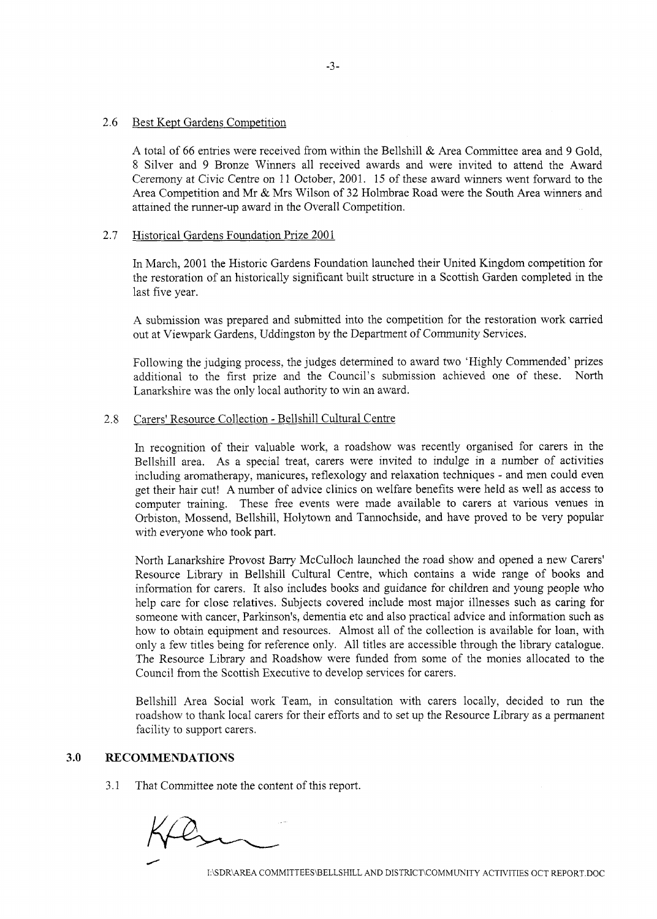### 2.6 Best Kept Gardens Competition

A total of 66 entries were received from within the Bellshill & Area Committee area and 9 Gold, 8 Silver and 9 Bronze Winners all received awards and were invited to attend the Award Ceremony at Civic Centre on 11 October, 2001. 15 of these award winners went forward to the Area Competition and Mr & Mrs Wilson of 32 Holmbrae Road were the South Area winners and attained the runner-up award in the Overall Competition.

### 2.7 Historical Gardens Foundation Prize 2001

In March, 2001 the Historic Gardens Foundation launched their United Kingdom competition for the restoration of an historically significant built structure in a Scottish Garden completed in the last five year.

A submission was prepared and submitted into the competition for the restoration work carried out at Viewpark Gardens, Uddingston by the Department of Community Services.

Following the judging process, the judges determined to award two 'Highly Commended' prizes additional to the first prize and the Council's submission achieved one of these. North Lanarkshire was the only local authority to win an award.

### 2.8 Carers' Resource Collection - Bellshill Cultural Centre

In recognition of their valuable work, a roadshow was recently organised for carers in the Bellshill area. As a special treat, carers were invited to indulge in a number of activities including aromatherapy, manicures, reflexology and relaxation techniques - and men could even get their hair cut! A number of advice clinics on welfare benefits were held as well as access to computer training. These free events were made available to carers at various venues in Orbiston, Mossend, Bellshill, Holytown and Tannochside, and have proved to be very popular with everyone who took part.

North Lanarkshire Provost Barry McCulloch launched the road show and opened a new Carers' Resource Library in Bellshill Cultural Centre, which contains a wide range of books and information for carers. It also includes books and guidance for children and young people who help care for close relatives. Subjects covered include most major illnesses such as caring for someone with cancer, Parkinson's, dementia etc and also practical advice and information such as how to obtain equipment and resources. Almost all of the collection is available for loan, with only a few titles being for reference only. All titles are accessible through the library catalogue. The Resource Library and Roadshow were funded from some of the monies allocated to the Council from the Scottish Executive to develop services for carers.

Bellshill Area Social work Team, in consultation with carers locally, decided to run the roadshow to thank local carers for their efforts and to set up the Resource Library as a permanent facility to support carers.

## 3.0 RECOMMENDATIONS

3.1 That Committee note the content of this report.

I:\SDR\AREA COMMITTEES\BELLSHILL AND DISTRICT\COMMUNITY ACTIVITIES OCT REPORT.DOC